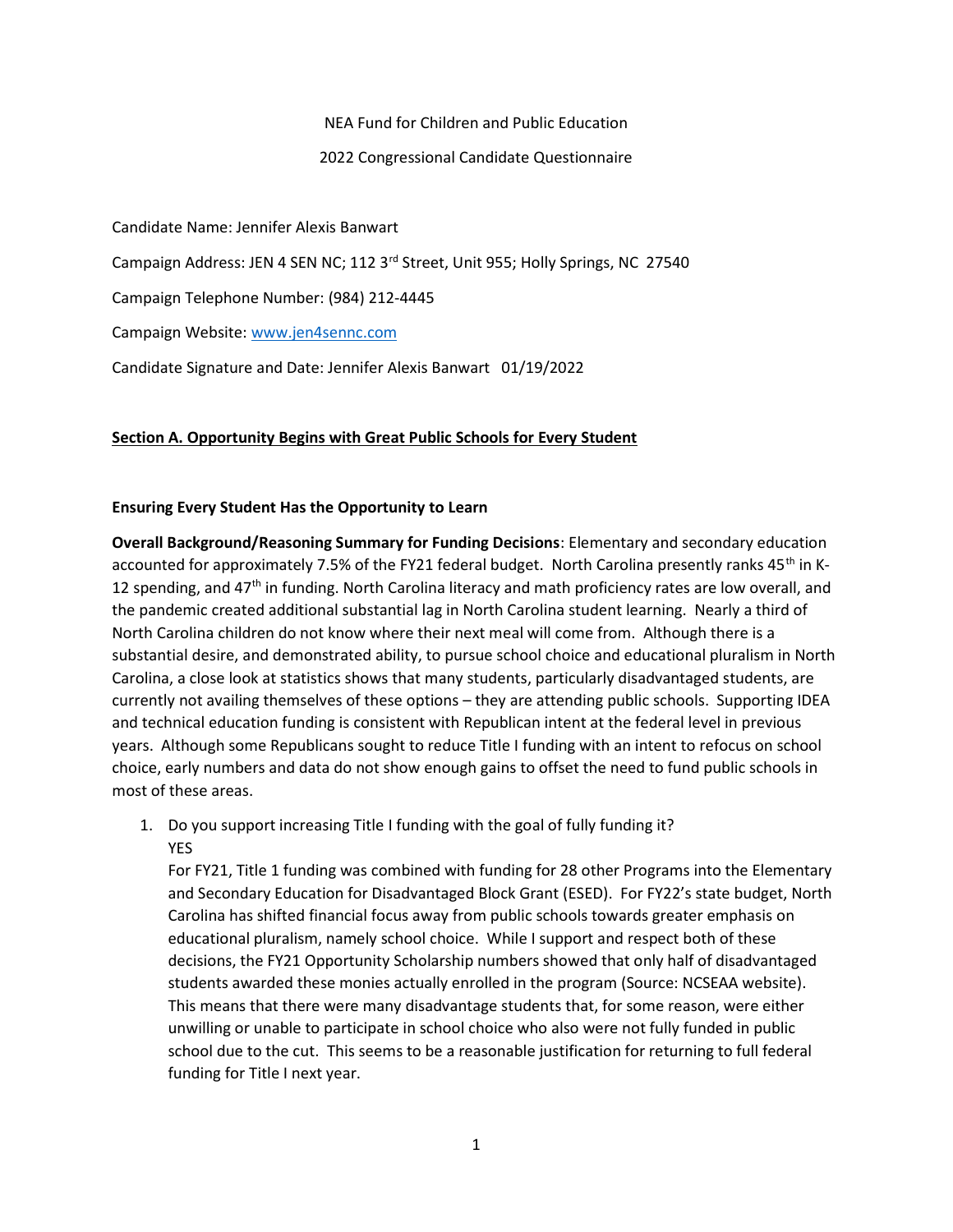NEA Fund for Children and Public Education

2022 Congressional Candidate Questionnaire

Candidate Name: Jennifer Alexis Banwart

Campaign Address: JEN 4 SEN NC; 112 3rd Street, Unit 955; Holly Springs, NC 27540

Campaign Telephone Number: (984) 212-4445

Campaign Website: [www.jen4sennc.com](http://www.jen4sennc.com)

Candidate Signature and Date: Jennifer Alexis Banwart 01/19/2022

## Section A. Opportunity Begins with Great Public Schools for Every Student

### Ensuring Every Student Has the Opportunity to Learn

**Overall Background/Reasoning Summary for Funding Decisions**: Elementary and secondary education accounted for approximately 7.5% of the FY21 federal budget. North Carolina presently ranks 45th in K-12 spending, and 47th in funding. North Carolina literacy and math proficiency rates are low overall, and the pandemic created additional substantial lag in North Carolina student learning. Nearly a third of North Carolina children do not know where their next meal will come from. Although there is a substantial desire, and demonstrated ability, to pursue school choice and educational pluralism in North Carolina, a close look at statistics shows that many students, particularly disadvantaged students, are currently not availing themselves of these options – they are attending public schools. Supporting IDEA and technical education funding is consistent with Republican intent at the federal level in previous years. Although some Republicans sought to reduce Title I funding with an intent to refocus on school choice, early numbers and data do not show enough gains to offset the need to fund public schools in most of these areas.

1. Do you support increasing Title I funding with the goal of fully funding it?
   YES
   For FY21, Title 1 funding was combined with funding for 28 other Programs into the Elementary and Secondary Education for Disadvantaged Block Grant (ESED). For FY22's state budget, North Carolina has shifted financial focus away from public schools towards greater emphasis on educational pluralism, namely school choice. While I support and respect both of these decisions, the FY21 Opportunity Scholarship numbers showed that only half of disadvantaged students awarded these monies actually enrolled in the program (Source: NCSEAA website). This means that there were many disadvantage students that, for some reason, were either unwilling or unable to participate in school choice who also were not fully funded in public school due to the cut. This seems to be a reasonable justification for returning to full federal funding for Title I next year.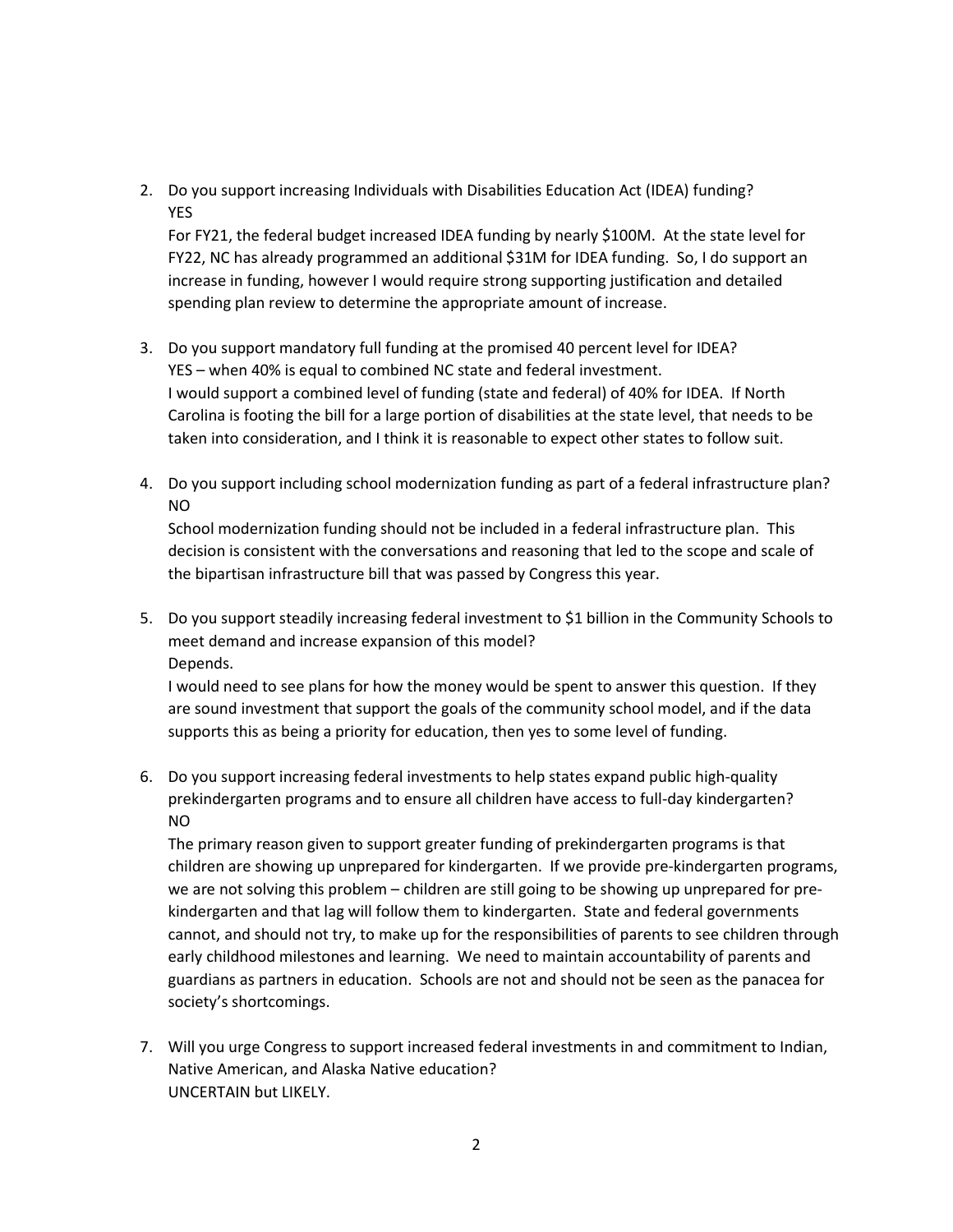2. Do you support increasing Individuals with Disabilities Education Act (IDEA) funding?
   YES
   For FY21, the federal budget increased IDEA funding by nearly $100M. At the state level for FY22, NC has already programmed an additional $31M for IDEA funding. So, I do support an increase in funding, however I would require strong supporting justification and detailed spending plan review to determine the appropriate amount of increase.

3. Do you support mandatory full funding at the promised 40 percent level for IDEA?
   YES – when 40% is equal to combined NC state and federal investment.
   I would support a combined level of funding (state and federal) of 40% for IDEA. If North Carolina is footing the bill for a large portion of disabilities at the state level, that needs to be taken into consideration, and I think it is reasonable to expect other states to follow suit.

4. Do you support including school modernization funding as part of a federal infrastructure plan?
   NO
   School modernization funding should not be included in a federal infrastructure plan. This decision is consistent with the conversations and reasoning that led to the scope and scale of the bipartisan infrastructure bill that was passed by Congress this year.

5. Do you support steadily increasing federal investment to $1 billion in the Community Schools to meet demand and increase expansion of this model?
   Depends.
   I would need to see plans for how the money would be spent to answer this question. If they are sound investment that support the goals of the community school model, and if the data supports this as being a priority for education, then yes to some level of funding.

6. Do you support increasing federal investments to help states expand public high-quality prekindergarten programs and to ensure all children have access to full-day kindergarten?
   NO
   The primary reason given to support greater funding of prekindergarten programs is that children are showing up unprepared for kindergarten. If we provide pre-kindergarten programs, we are not solving this problem – children are still going to be showing up unprepared for pre-kindergarten and that lag will follow them to kindergarten. State and federal governments cannot, and should not try, to make up for the responsibilities of parents to see children through early childhood milestones and learning. We need to maintain accountability of parents and guardians as partners in education. Schools are not and should not be seen as the panacea for society's shortcomings.

7. Will you urge Congress to support increased federal investments in and commitment to Indian, Native American, and Alaska Native education?
   UNCERTAIN but LIKELY.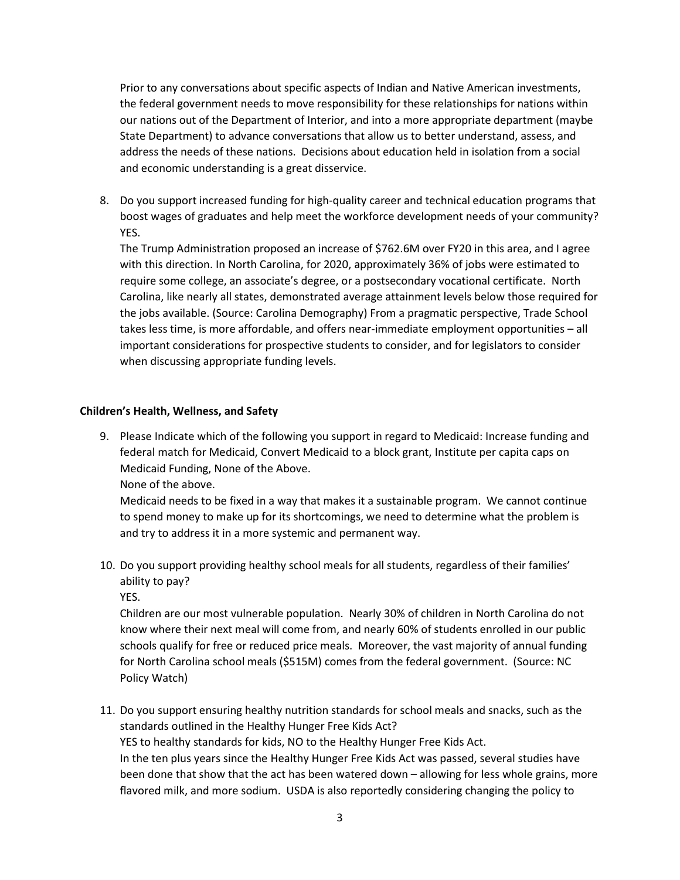Prior to any conversations about specific aspects of Indian and Native American investments, the federal government needs to move responsibility for these relationships for nations within our nations out of the Department of Interior, and into a more appropriate department (maybe State Department) to advance conversations that allow us to better understand, assess, and address the needs of these nations. Decisions about education held in isolation from a social and economic understanding is a great disservice.

8. Do you support increased funding for high-quality career and technical education programs that boost wages of graduates and help meet the workforce development needs of your community?
   YES.
   The Trump Administration proposed an increase of $762.6M over FY20 in this area, and I agree with this direction. In North Carolina, for 2020, approximately 36% of jobs were estimated to require some college, an associate's degree, or a postsecondary vocational certificate. North Carolina, like nearly all states, demonstrated average attainment levels below those required for the jobs available. (Source: Carolina Demography) From a pragmatic perspective, Trade School takes less time, is more affordable, and offers near-immediate employment opportunities – all important considerations for prospective students to consider, and for legislators to consider when discussing appropriate funding levels.

**Children's Health, Wellness, and Safety**

9. Please Indicate which of the following you support in regard to Medicaid: Increase funding and federal match for Medicaid, Convert Medicaid to a block grant, Institute per capita caps on Medicaid Funding, None of the Above.
   None of the above.
   Medicaid needs to be fixed in a way that makes it a sustainable program. We cannot continue to spend money to make up for its shortcomings, we need to determine what the problem is and try to address it in a more systemic and permanent way.

10. Do you support providing healthy school meals for all students, regardless of their families' ability to pay?
    YES.
    Children are our most vulnerable population. Nearly 30% of children in North Carolina do not know where their next meal will come from, and nearly 60% of students enrolled in our public schools qualify for free or reduced price meals. Moreover, the vast majority of annual funding for North Carolina school meals ($515M) comes from the federal government. (Source: NC Policy Watch)

11. Do you support ensuring healthy nutrition standards for school meals and snacks, such as the standards outlined in the Healthy Hunger Free Kids Act?
    YES to healthy standards for kids, NO to the Healthy Hunger Free Kids Act.
    In the ten plus years since the Healthy Hunger Free Kids Act was passed, several studies have been done that show that the act has been watered down – allowing for less whole grains, more flavored milk, and more sodium. USDA is also reportedly considering changing the policy to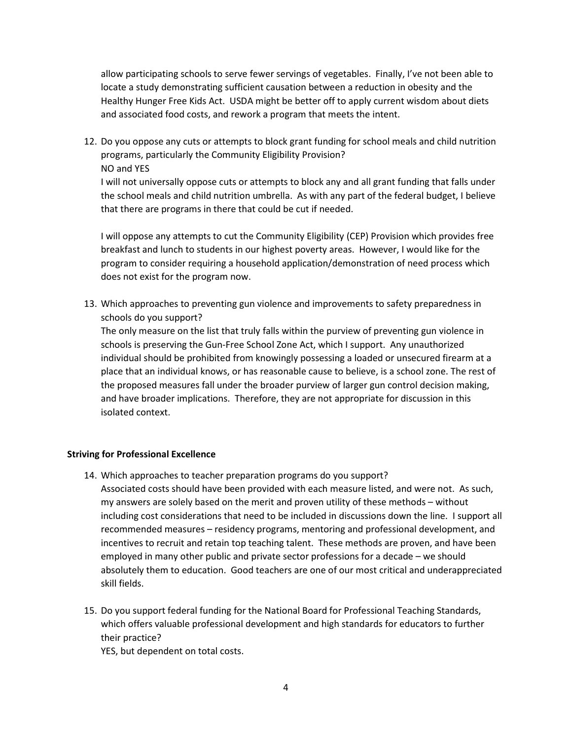allow participating schools to serve fewer servings of vegetables. Finally, I've not been able to locate a study demonstrating sufficient causation between a reduction in obesity and the Healthy Hunger Free Kids Act. USDA might be better off to apply current wisdom about diets and associated food costs, and rework a program that meets the intent.

12. Do you oppose any cuts or attempts to block grant funding for school meals and child nutrition programs, particularly the Community Eligibility Provision?
    NO and YES
    I will not universally oppose cuts or attempts to block any and all grant funding that falls under the school meals and child nutrition umbrella. As with any part of the federal budget, I believe that there are programs in there that could be cut if needed.

    I will oppose any attempts to cut the Community Eligibility (CEP) Provision which provides free breakfast and lunch to students in our highest poverty areas. However, I would like for the program to consider requiring a household application/demonstration of need process which does not exist for the program now.

13. Which approaches to preventing gun violence and improvements to safety preparedness in schools do you support?
    The only measure on the list that truly falls within the purview of preventing gun violence in schools is preserving the Gun-Free School Zone Act, which I support. Any unauthorized individual should be prohibited from knowingly possessing a loaded or unsecured firearm at a place that an individual knows, or has reasonable cause to believe, is a school zone. The rest of the proposed measures fall under the broader purview of larger gun control decision making, and have broader implications. Therefore, they are not appropriate for discussion in this isolated context.

**Striving for Professional Excellence**

14. Which approaches to teacher preparation programs do you support?
    Associated costs should have been provided with each measure listed, and were not. As such, my answers are solely based on the merit and proven utility of these methods – without including cost considerations that need to be included in discussions down the line. I support all recommended measures – residency programs, mentoring and professional development, and incentives to recruit and retain top teaching talent. These methods are proven, and have been employed in many other public and private sector professions for a decade – we should absolutely them to education. Good teachers are one of our most critical and underappreciated skill fields.

15. Do you support federal funding for the National Board for Professional Teaching Standards, which offers valuable professional development and high standards for educators to further their practice?
    YES, but dependent on total costs.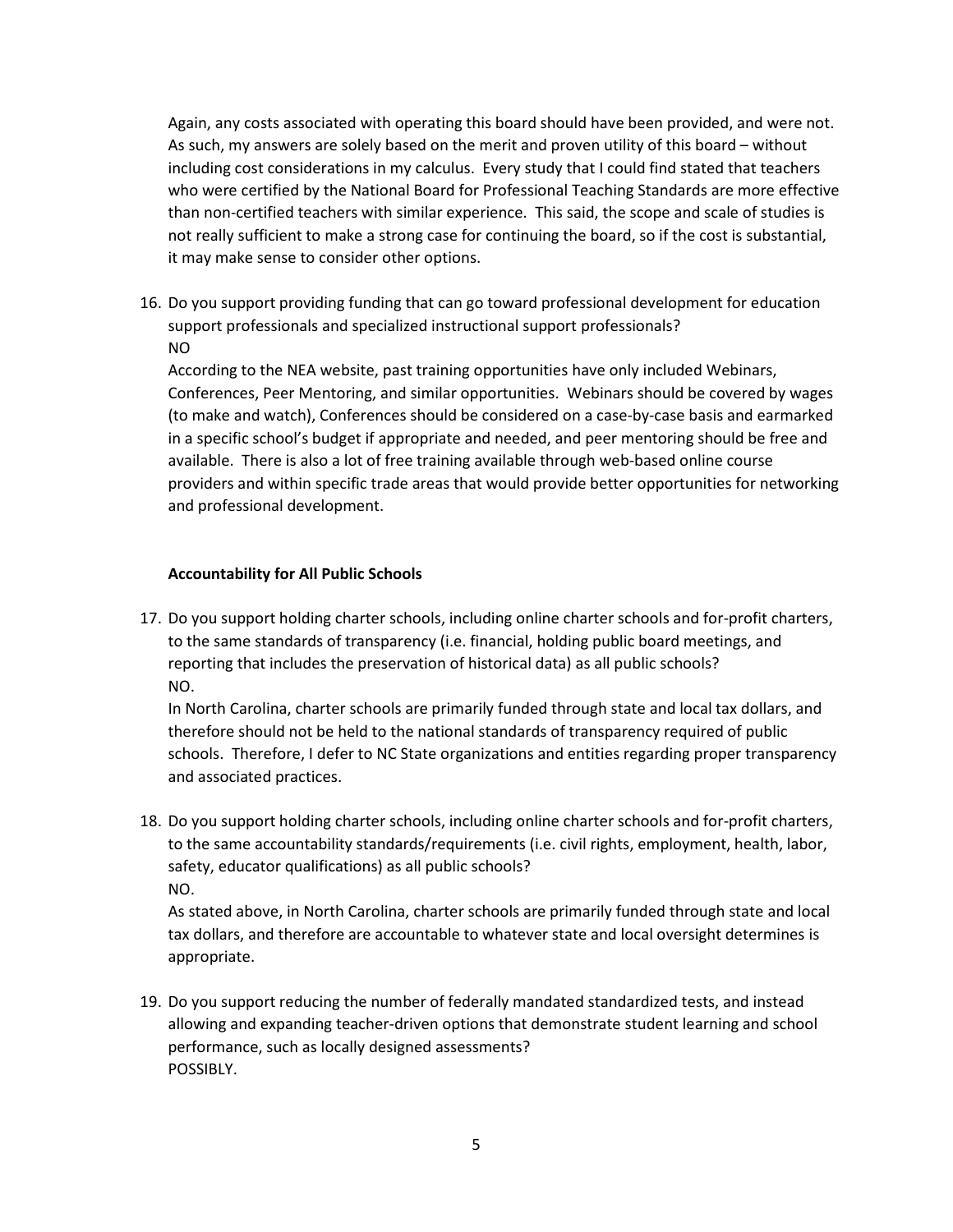Again, any costs associated with operating this board should have been provided, and were not. As such, my answers are solely based on the merit and proven utility of this board – without including cost considerations in my calculus. Every study that I could find stated that teachers who were certified by the National Board for Professional Teaching Standards are more effective than non-certified teachers with similar experience. This said, the scope and scale of studies is not really sufficient to make a strong case for continuing the board, so if the cost is substantial, it may make sense to consider other options.

16. Do you support providing funding that can go toward professional development for education support professionals and specialized instructional support professionals?
    NO
    According to the NEA website, past training opportunities have only included Webinars, Conferences, Peer Mentoring, and similar opportunities. Webinars should be covered by wages (to make and watch), Conferences should be considered on a case-by-case basis and earmarked in a specific school's budget if appropriate and needed, and peer mentoring should be free and available. There is also a lot of free training available through web-based online course providers and within specific trade areas that would provide better opportunities for networking and professional development.

**Accountability for All Public Schools**

17. Do you support holding charter schools, including online charter schools and for-profit charters, to the same standards of transparency (i.e. financial, holding public board meetings, and reporting that includes the preservation of historical data) as all public schools?
    NO.
    In North Carolina, charter schools are primarily funded through state and local tax dollars, and therefore should not be held to the national standards of transparency required of public schools. Therefore, I defer to NC State organizations and entities regarding proper transparency and associated practices.

18. Do you support holding charter schools, including online charter schools and for-profit charters, to the same accountability standards/requirements (i.e. civil rights, employment, health, labor, safety, educator qualifications) as all public schools?
    NO.
    As stated above, in North Carolina, charter schools are primarily funded through state and local tax dollars, and therefore are accountable to whatever state and local oversight determines is appropriate.

19. Do you support reducing the number of federally mandated standardized tests, and instead allowing and expanding teacher-driven options that demonstrate student learning and school performance, such as locally designed assessments?
    POSSIBLY.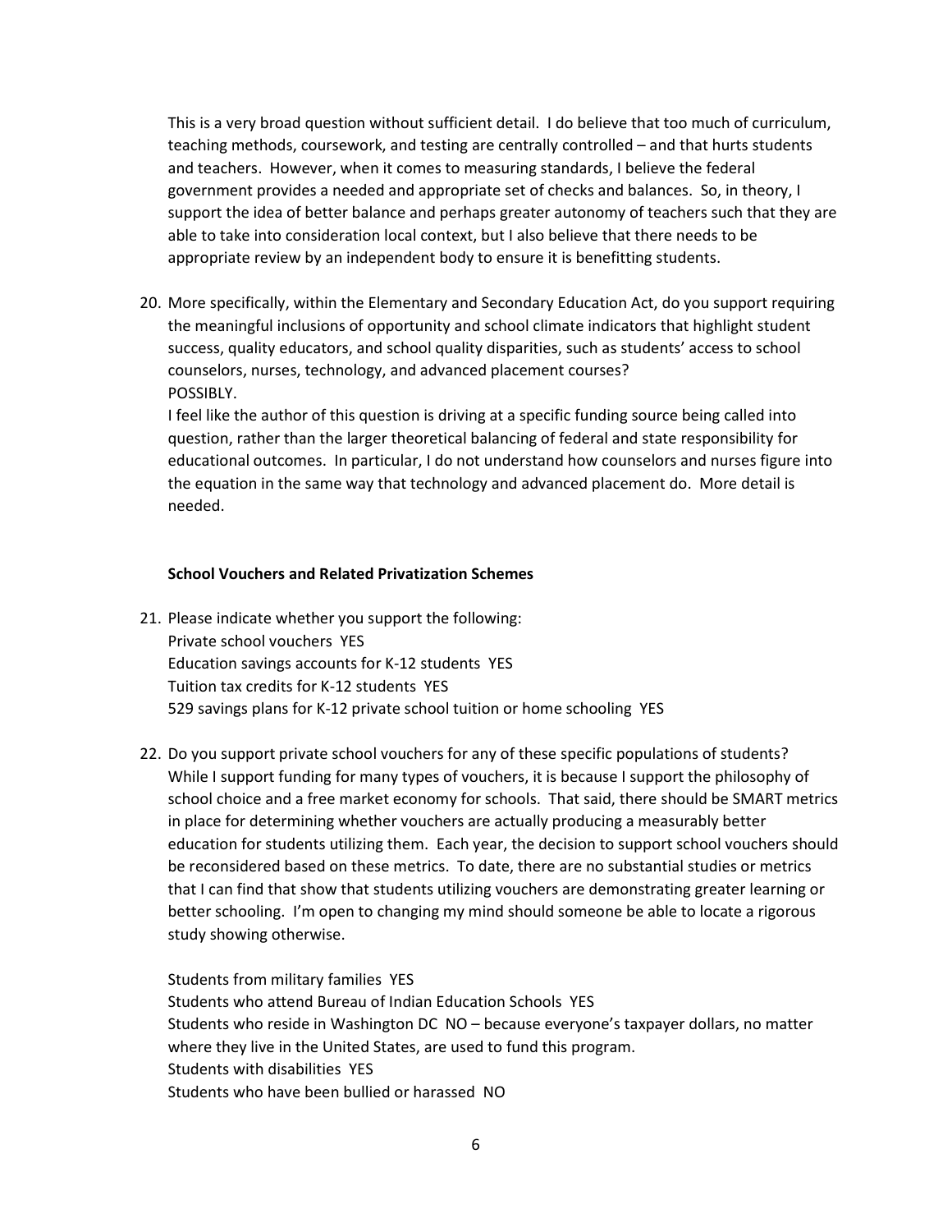This is a very broad question without sufficient detail. I do believe that too much of curriculum, teaching methods, coursework, and testing are centrally controlled – and that hurts students and teachers. However, when it comes to measuring standards, I believe the federal government provides a needed and appropriate set of checks and balances. So, in theory, I support the idea of better balance and perhaps greater autonomy of teachers such that they are able to take into consideration local context, but I also believe that there needs to be appropriate review by an independent body to ensure it is benefitting students.

20. More specifically, within the Elementary and Secondary Education Act, do you support requiring the meaningful inclusions of opportunity and school climate indicators that highlight student success, quality educators, and school quality disparities, such as students' access to school counselors, nurses, technology, and advanced placement courses?
    POSSIBLY.
    I feel like the author of this question is driving at a specific funding source being called into question, rather than the larger theoretical balancing of federal and state responsibility for educational outcomes. In particular, I do not understand how counselors and nurses figure into the equation in the same way that technology and advanced placement do. More detail is needed.

**School Vouchers and Related Privatization Schemes**

21. Please indicate whether you support the following:
    Private school vouchers YES
    Education savings accounts for K-12 students YES
    Tuition tax credits for K-12 students YES
    529 savings plans for K-12 private school tuition or home schooling YES

22. Do you support private school vouchers for any of these specific populations of students?
    While I support funding for many types of vouchers, it is because I support the philosophy of school choice and a free market economy for schools. That said, there should be SMART metrics in place for determining whether vouchers are actually producing a measurably better education for students utilizing them. Each year, the decision to support school vouchers should be reconsidered based on these metrics. To date, there are no substantial studies or metrics that I can find that show that students utilizing vouchers are demonstrating greater learning or better schooling. I'm open to changing my mind should someone be able to locate a rigorous study showing otherwise.

    Students from military families YES
    Students who attend Bureau of Indian Education Schools YES
    Students who reside in Washington DC NO – because everyone's taxpayer dollars, no matter where they live in the United States, are used to fund this program.
    Students with disabilities YES
    Students who have been bullied or harassed NO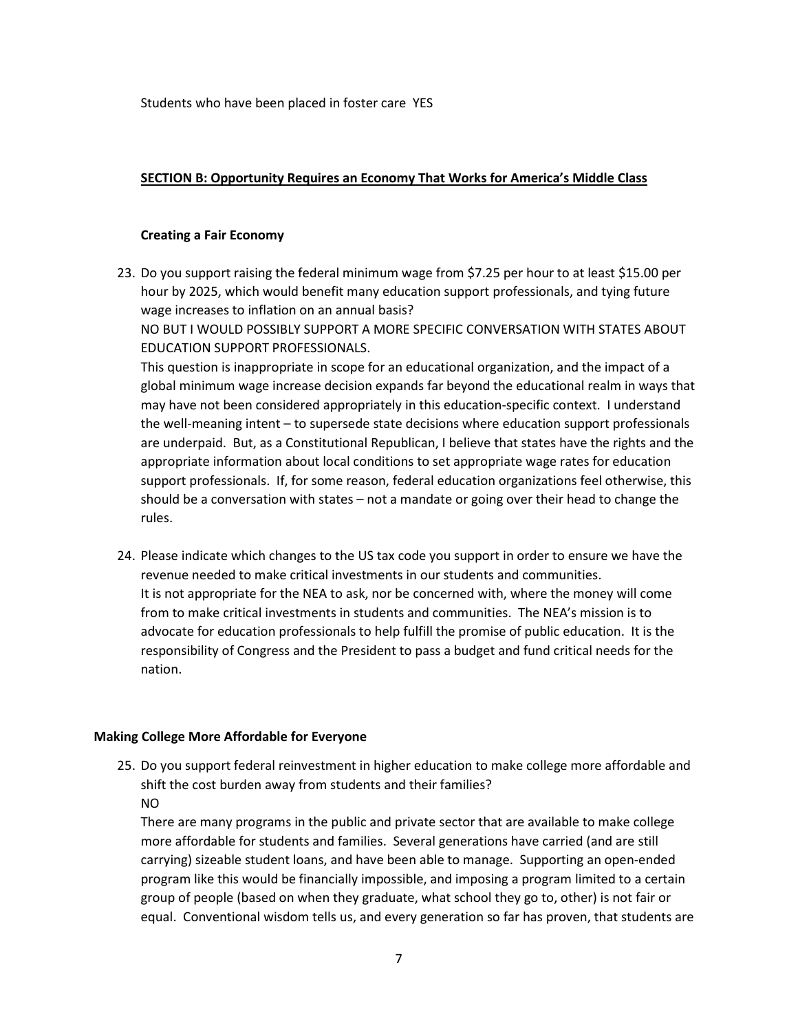Students who have been placed in foster care YES

## SECTION B: Opportunity Requires an Economy That Works for America's Middle Class

### Creating a Fair Economy

23. Do you support raising the federal minimum wage from $7.25 per hour to at least $15.00 per hour by 2025, which would benefit many education support professionals, and tying future wage increases to inflation on an annual basis?
    NO BUT I WOULD POSSIBLY SUPPORT A MORE SPECIFIC CONVERSATION WITH STATES ABOUT EDUCATION SUPPORT PROFESSIONALS.
    This question is inappropriate in scope for an educational organization, and the impact of a global minimum wage increase decision expands far beyond the educational realm in ways that may have not been considered appropriately in this education-specific context. I understand the well-meaning intent – to supersede state decisions where education support professionals are underpaid. But, as a Constitutional Republican, I believe that states have the rights and the appropriate information about local conditions to set appropriate wage rates for education support professionals. If, for some reason, federal education organizations feel otherwise, this should be a conversation with states – not a mandate or going over their head to change the rules.

24. Please indicate which changes to the US tax code you support in order to ensure we have the revenue needed to make critical investments in our students and communities.
    It is not appropriate for the NEA to ask, nor be concerned with, where the money will come from to make critical investments in students and communities. The NEA's mission is to advocate for education professionals to help fulfill the promise of public education. It is the responsibility of Congress and the President to pass a budget and fund critical needs for the nation.

### Making College More Affordable for Everyone

25. Do you support federal reinvestment in higher education to make college more affordable and shift the cost burden away from students and their families?
    NO
    There are many programs in the public and private sector that are available to make college more affordable for students and families. Several generations have carried (and are still carrying) sizeable student loans, and have been able to manage. Supporting an open-ended program like this would be financially impossible, and imposing a program limited to a certain group of people (based on when they graduate, what school they go to, other) is not fair or equal. Conventional wisdom tells us, and every generation so far has proven, that students are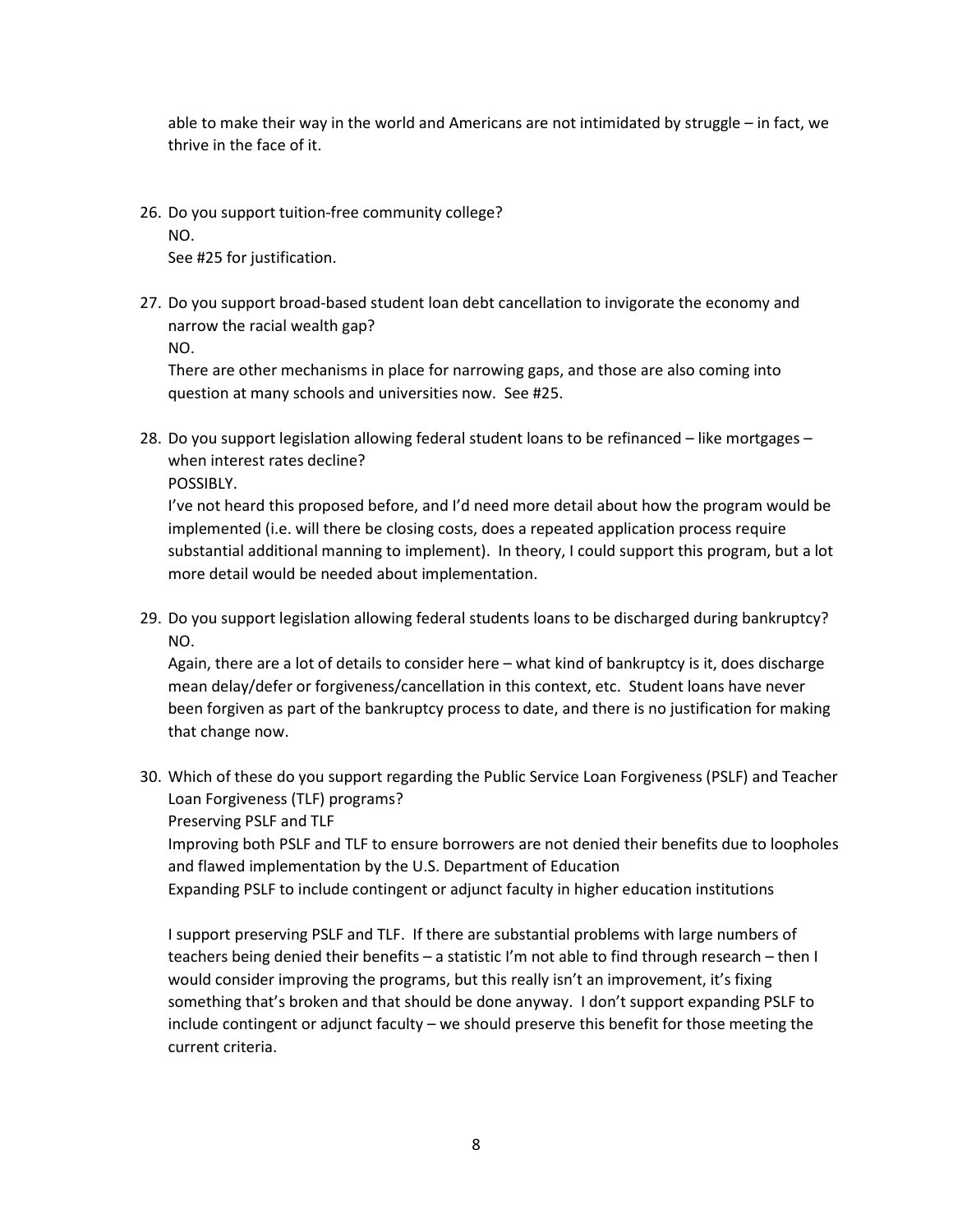able to make their way in the world and Americans are not intimidated by struggle – in fact, we thrive in the face of it.

26. Do you support tuition-free community college?
    NO.
    See #25 for justification.

27. Do you support broad-based student loan debt cancellation to invigorate the economy and narrow the racial wealth gap?
    NO.
    There are other mechanisms in place for narrowing gaps, and those are also coming into question at many schools and universities now. See #25.

28. Do you support legislation allowing federal student loans to be refinanced – like mortgages – when interest rates decline?
    POSSIBLY.
    I've not heard this proposed before, and I'd need more detail about how the program would be implemented (i.e. will there be closing costs, does a repeated application process require substantial additional manning to implement). In theory, I could support this program, but a lot more detail would be needed about implementation.

29. Do you support legislation allowing federal students loans to be discharged during bankruptcy?
    NO.
    Again, there are a lot of details to consider here – what kind of bankruptcy is it, does discharge mean delay/defer or forgiveness/cancellation in this context, etc. Student loans have never been forgiven as part of the bankruptcy process to date, and there is no justification for making that change now.

30. Which of these do you support regarding the Public Service Loan Forgiveness (PSLF) and Teacher Loan Forgiveness (TLF) programs?
    Preserving PSLF and TLF
    Improving both PSLF and TLF to ensure borrowers are not denied their benefits due to loopholes and flawed implementation by the U.S. Department of Education
    Expanding PSLF to include contingent or adjunct faculty in higher education institutions

    I support preserving PSLF and TLF. If there are substantial problems with large numbers of teachers being denied their benefits – a statistic I'm not able to find through research – then I would consider improving the programs, but this really isn't an improvement, it's fixing something that's broken and that should be done anyway. I don't support expanding PSLF to include contingent or adjunct faculty – we should preserve this benefit for those meeting the current criteria.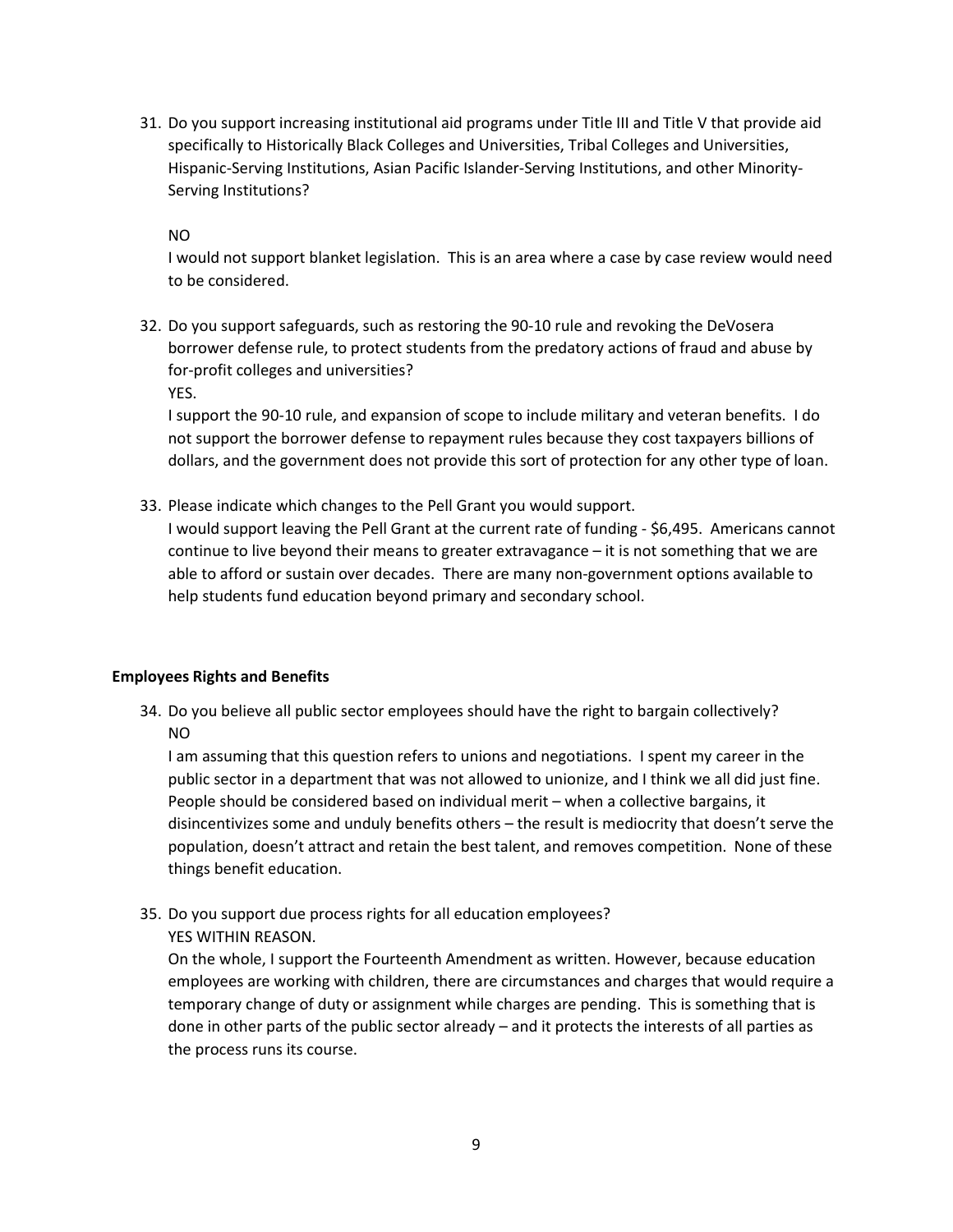31. Do you support increasing institutional aid programs under Title III and Title V that provide aid specifically to Historically Black Colleges and Universities, Tribal Colleges and Universities, Hispanic-Serving Institutions, Asian Pacific Islander-Serving Institutions, and other Minority-Serving Institutions?

    NO

    I would not support blanket legislation. This is an area where a case by case review would need to be considered.

32. Do you support safeguards, such as restoring the 90-10 rule and revoking the DeVosera borrower defense rule, to protect students from the predatory actions of fraud and abuse by for-profit colleges and universities?

    YES.

    I support the 90-10 rule, and expansion of scope to include military and veteran benefits. I do not support the borrower defense to repayment rules because they cost taxpayers billions of dollars, and the government does not provide this sort of protection for any other type of loan.

33. Please indicate which changes to the Pell Grant you would support.

    I would support leaving the Pell Grant at the current rate of funding - $6,495. Americans cannot continue to live beyond their means to greater extravagance – it is not something that we are able to afford or sustain over decades. There are many non-government options available to help students fund education beyond primary and secondary school.

**Employees Rights and Benefits**

34. Do you believe all public sector employees should have the right to bargain collectively?

    NO

    I am assuming that this question refers to unions and negotiations. I spent my career in the public sector in a department that was not allowed to unionize, and I think we all did just fine. People should be considered based on individual merit – when a collective bargains, it disincentivizes some and unduly benefits others – the result is mediocrity that doesn't serve the population, doesn't attract and retain the best talent, and removes competition. None of these things benefit education.

35. Do you support due process rights for all education employees?

    YES WITHIN REASON.

    On the whole, I support the Fourteenth Amendment as written. However, because education employees are working with children, there are circumstances and charges that would require a temporary change of duty or assignment while charges are pending. This is something that is done in other parts of the public sector already – and it protects the interests of all parties as the process runs its course.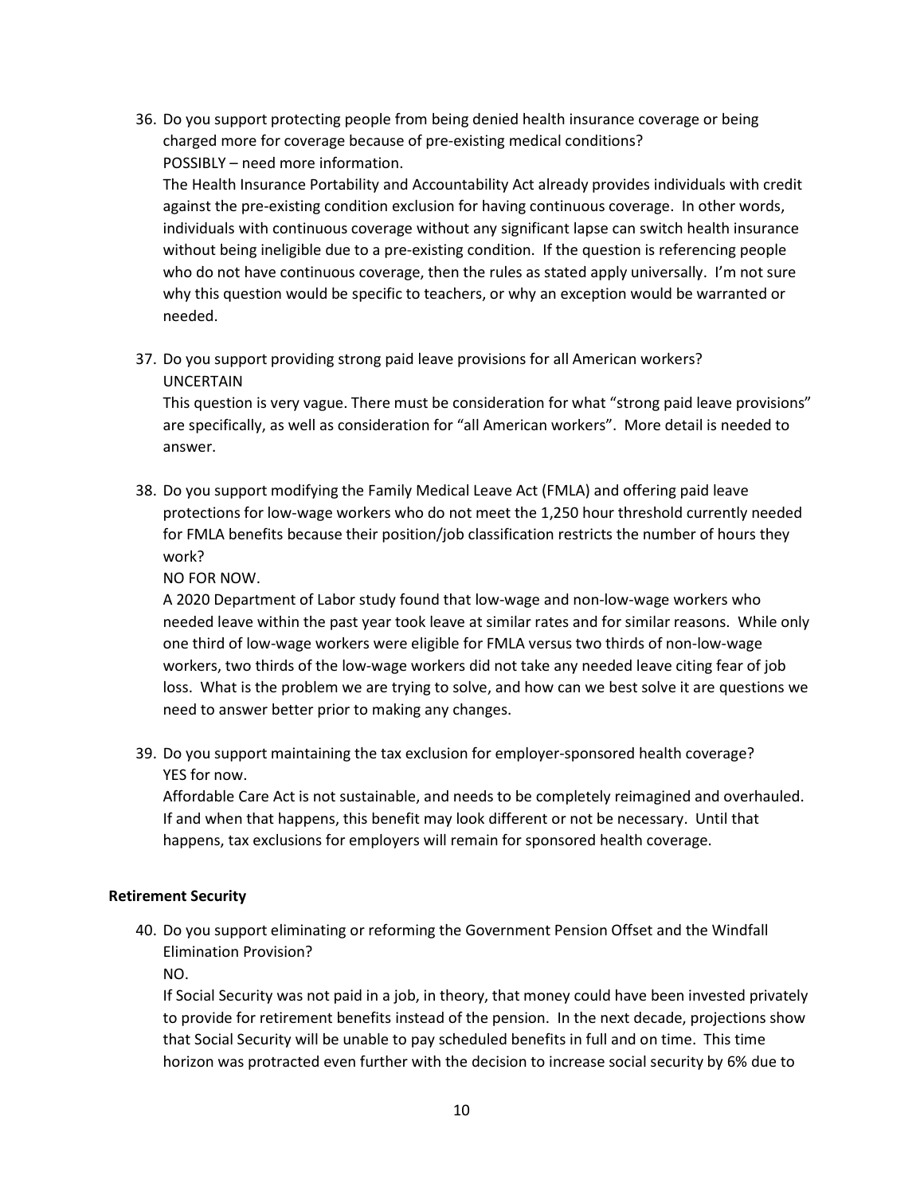36. Do you support protecting people from being denied health insurance coverage or being charged more for coverage because of pre-existing medical conditions?
    POSSIBLY – need more information.
    The Health Insurance Portability and Accountability Act already provides individuals with credit against the pre-existing condition exclusion for having continuous coverage. In other words, individuals with continuous coverage without any significant lapse can switch health insurance without being ineligible due to a pre-existing condition. If the question is referencing people who do not have continuous coverage, then the rules as stated apply universally. I'm not sure why this question would be specific to teachers, or why an exception would be warranted or needed.

37. Do you support providing strong paid leave provisions for all American workers?
    UNCERTAIN
    This question is very vague. There must be consideration for what "strong paid leave provisions" are specifically, as well as consideration for "all American workers". More detail is needed to answer.

38. Do you support modifying the Family Medical Leave Act (FMLA) and offering paid leave protections for low-wage workers who do not meet the 1,250 hour threshold currently needed for FMLA benefits because their position/job classification restricts the number of hours they work?
    NO FOR NOW.
    A 2020 Department of Labor study found that low-wage and non-low-wage workers who needed leave within the past year took leave at similar rates and for similar reasons. While only one third of low-wage workers were eligible for FMLA versus two thirds of non-low-wage workers, two thirds of the low-wage workers did not take any needed leave citing fear of job loss. What is the problem we are trying to solve, and how can we best solve it are questions we need to answer better prior to making any changes.

39. Do you support maintaining the tax exclusion for employer-sponsored health coverage?
    YES for now.
    Affordable Care Act is not sustainable, and needs to be completely reimagined and overhauled. If and when that happens, this benefit may look different or not be necessary. Until that happens, tax exclusions for employers will remain for sponsored health coverage.

**Retirement Security**

40. Do you support eliminating or reforming the Government Pension Offset and the Windfall Elimination Provision?
    NO.
    If Social Security was not paid in a job, in theory, that money could have been invested privately to provide for retirement benefits instead of the pension. In the next decade, projections show that Social Security will be unable to pay scheduled benefits in full and on time. This time horizon was protracted even further with the decision to increase social security by 6% due to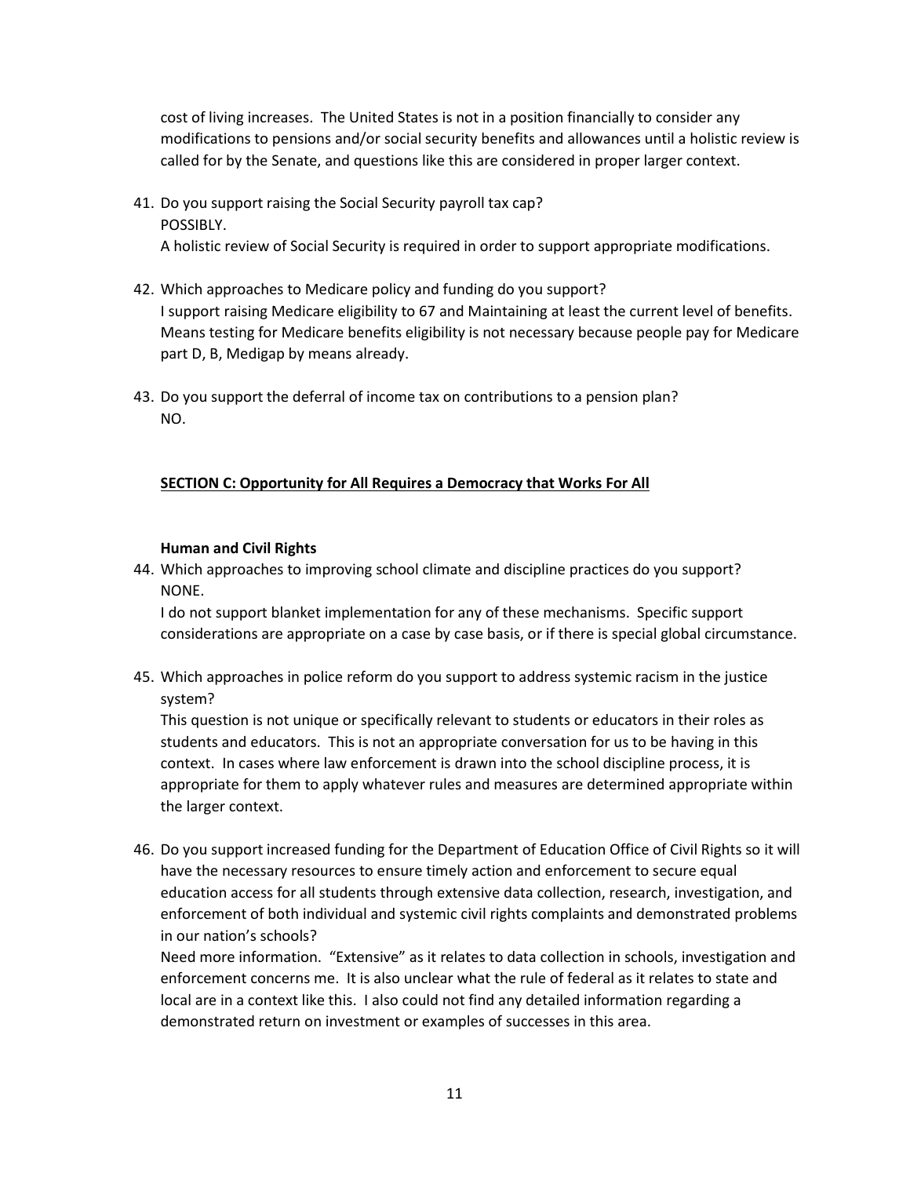cost of living increases. The United States is not in a position financially to consider any modifications to pensions and/or social security benefits and allowances until a holistic review is called for by the Senate, and questions like this are considered in proper larger context.

41. Do you support raising the Social Security payroll tax cap?
    POSSIBLY.
    A holistic review of Social Security is required in order to support appropriate modifications.

42. Which approaches to Medicare policy and funding do you support?
    I support raising Medicare eligibility to 67 and Maintaining at least the current level of benefits. Means testing for Medicare benefits eligibility is not necessary because people pay for Medicare part D, B, Medigap by means already.

43. Do you support the deferral of income tax on contributions to a pension plan?
    NO.

## SECTION C: Opportunity for All Requires a Democracy that Works For All

### Human and Civil Rights

44. Which approaches to improving school climate and discipline practices do you support?
    NONE.
    I do not support blanket implementation for any of these mechanisms. Specific support considerations are appropriate on a case by case basis, or if there is special global circumstance.

45. Which approaches in police reform do you support to address systemic racism in the justice system?
    This question is not unique or specifically relevant to students or educators in their roles as students and educators. This is not an appropriate conversation for us to be having in this context. In cases where law enforcement is drawn into the school discipline process, it is appropriate for them to apply whatever rules and measures are determined appropriate within the larger context.

46. Do you support increased funding for the Department of Education Office of Civil Rights so it will have the necessary resources to ensure timely action and enforcement to secure equal education access for all students through extensive data collection, research, investigation, and enforcement of both individual and systemic civil rights complaints and demonstrated problems in our nation's schools?
    Need more information. "Extensive" as it relates to data collection in schools, investigation and enforcement concerns me. It is also unclear what the rule of federal as it relates to state and local are in a context like this. I also could not find any detailed information regarding a demonstrated return on investment or examples of successes in this area.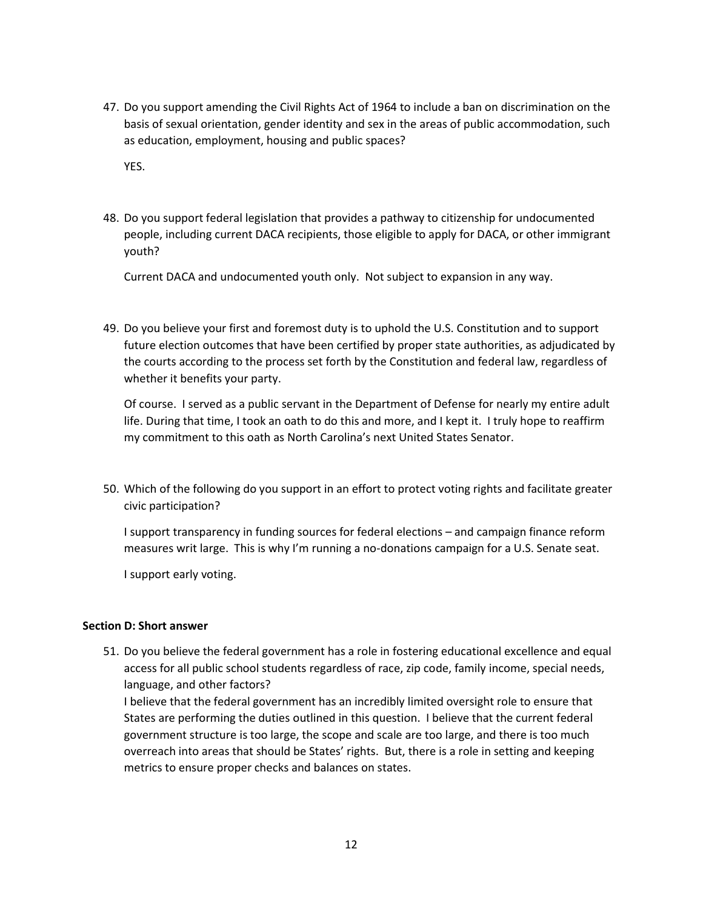47. Do you support amending the Civil Rights Act of 1964 to include a ban on discrimination on the basis of sexual orientation, gender identity and sex in the areas of public accommodation, such as education, employment, housing and public spaces?

    YES.

48. Do you support federal legislation that provides a pathway to citizenship for undocumented people, including current DACA recipients, those eligible to apply for DACA, or other immigrant youth?

    Current DACA and undocumented youth only. Not subject to expansion in any way.

49. Do you believe your first and foremost duty is to uphold the U.S. Constitution and to support future election outcomes that have been certified by proper state authorities, as adjudicated by the courts according to the process set forth by the Constitution and federal law, regardless of whether it benefits your party.

    Of course. I served as a public servant in the Department of Defense for nearly my entire adult life. During that time, I took an oath to do this and more, and I kept it. I truly hope to reaffirm my commitment to this oath as North Carolina's next United States Senator.

50. Which of the following do you support in an effort to protect voting rights and facilitate greater civic participation?

    I support transparency in funding sources for federal elections – and campaign finance reform measures writ large. This is why I'm running a no-donations campaign for a U.S. Senate seat.

    I support early voting.

**Section D: Short answer**

51. Do you believe the federal government has a role in fostering educational excellence and equal access for all public school students regardless of race, zip code, family income, special needs, language, and other factors?
    I believe that the federal government has an incredibly limited oversight role to ensure that States are performing the duties outlined in this question. I believe that the current federal government structure is too large, the scope and scale are too large, and there is too much overreach into areas that should be States' rights. But, there is a role in setting and keeping metrics to ensure proper checks and balances on states.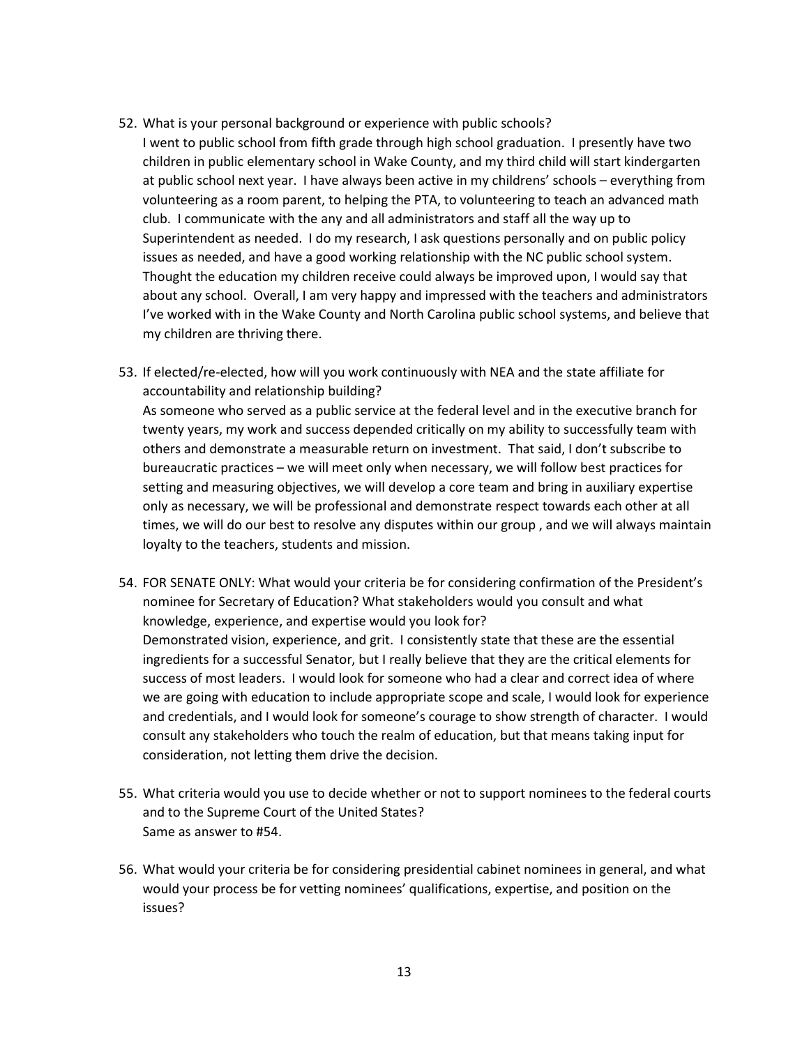52. What is your personal background or experience with public schools?
    I went to public school from fifth grade through high school graduation. I presently have two children in public elementary school in Wake County, and my third child will start kindergarten at public school next year. I have always been active in my childrens' schools – everything from volunteering as a room parent, to helping the PTA, to volunteering to teach an advanced math club. I communicate with the any and all administrators and staff all the way up to Superintendent as needed. I do my research, I ask questions personally and on public policy issues as needed, and have a good working relationship with the NC public school system. Thought the education my children receive could always be improved upon, I would say that about any school. Overall, I am very happy and impressed with the teachers and administrators I've worked with in the Wake County and North Carolina public school systems, and believe that my children are thriving there.

53. If elected/re-elected, how will you work continuously with NEA and the state affiliate for accountability and relationship building?
    As someone who served as a public service at the federal level and in the executive branch for twenty years, my work and success depended critically on my ability to successfully team with others and demonstrate a measurable return on investment. That said, I don't subscribe to bureaucratic practices – we will meet only when necessary, we will follow best practices for setting and measuring objectives, we will develop a core team and bring in auxiliary expertise only as necessary, we will be professional and demonstrate respect towards each other at all times, we will do our best to resolve any disputes within our group , and we will always maintain loyalty to the teachers, students and mission.

54. FOR SENATE ONLY: What would your criteria be for considering confirmation of the President's nominee for Secretary of Education? What stakeholders would you consult and what knowledge, experience, and expertise would you look for?
    Demonstrated vision, experience, and grit. I consistently state that these are the essential ingredients for a successful Senator, but I really believe that they are the critical elements for success of most leaders. I would look for someone who had a clear and correct idea of where we are going with education to include appropriate scope and scale, I would look for experience and credentials, and I would look for someone's courage to show strength of character. I would consult any stakeholders who touch the realm of education, but that means taking input for consideration, not letting them drive the decision.

55. What criteria would you use to decide whether or not to support nominees to the federal courts and to the Supreme Court of the United States?
    Same as answer to #54.

56. What would your criteria be for considering presidential cabinet nominees in general, and what would your process be for vetting nominees' qualifications, expertise, and position on the issues?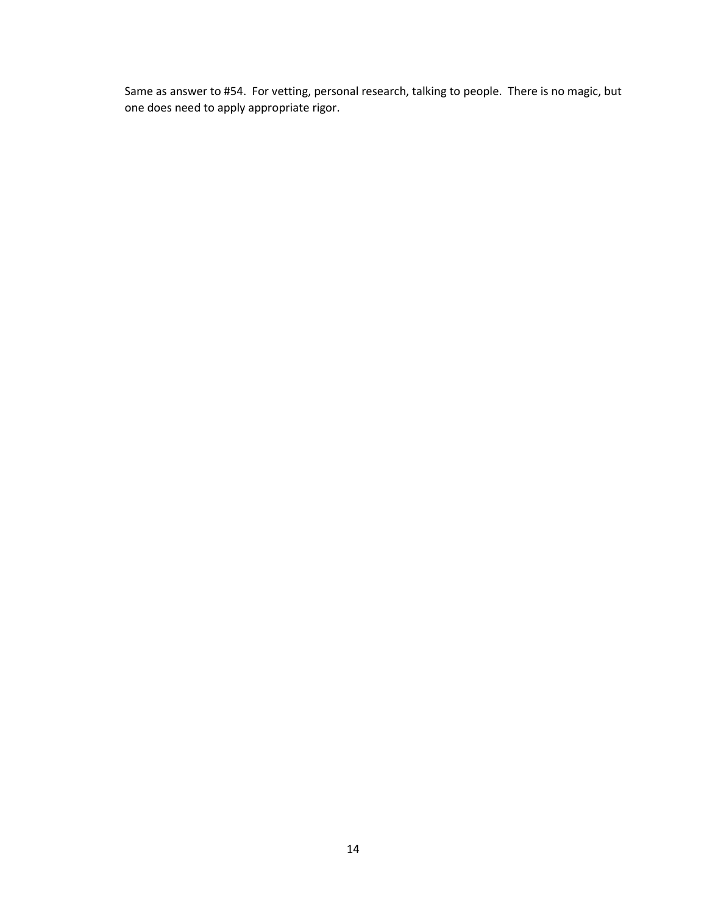Same as answer to #54. For vetting, personal research, talking to people. There is no magic, but one does need to apply appropriate rigor.